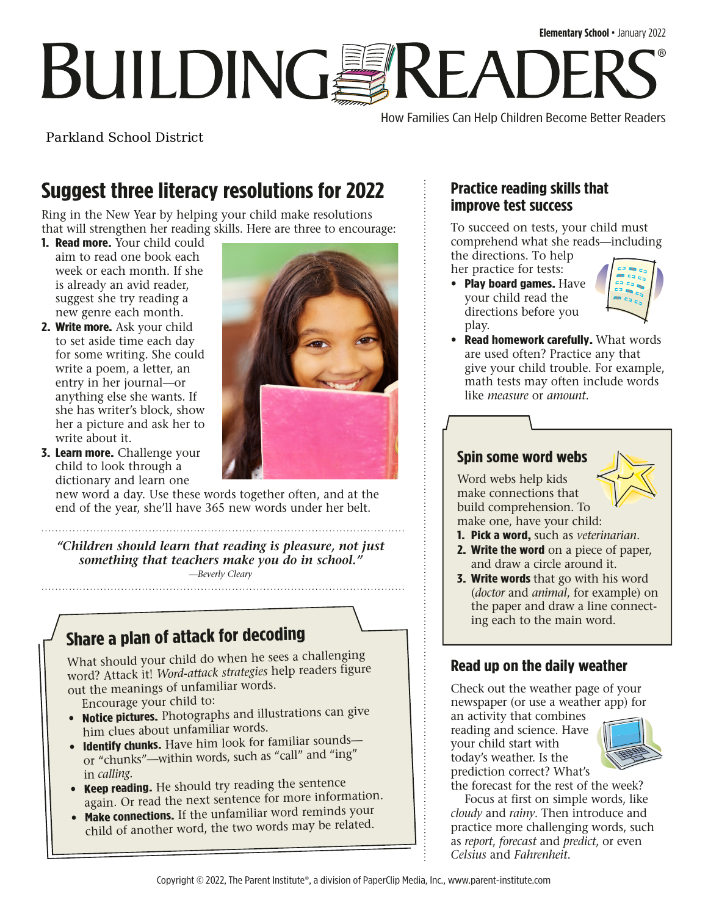Elementary School • January 2022

# BUILDING READERS®

How Families Can Help Children Become Better Readers

Parkland School District

## Suggest three literacy resolutions for 2022

Ring in the New Year by helping your child make resolutions that will strengthen her reading skills. Here are three to encourage:

1. **Read more.** Your child could aim to read one book each week or each month. If she is already an avid reader, suggest she try reading a new genre each month.
2. **Write more.** Ask your child to set aside time each day for some writing. She could write a poem, a letter, an entry in her journal—or anything else she wants. If she has writer's block, show her a picture and ask her to write about it.
3. **Learn more.** Challenge your child to look through a dictionary and learn one new word a day. Use these words together often, and at the end of the year, she'll have 365 new words under her belt.

> ***"Children should learn that reading is pleasure, not just something that teachers make you do in school."***
> *—Beverly Cleary*

## Share a plan of attack for decoding

What should your child do when he sees a challenging word? Attack it! *Word-attack strategies* help readers figure out the meanings of unfamiliar words.

Encourage your child to:

- **Notice pictures.** Photographs and illustrations can give him clues about unfamiliar words.
- **Identify chunks.** Have him look for familiar sounds—or "chunks"—within words, such as "call" and "ing" in *calling*.
- **Keep reading.** He should try reading the sentence again. Or read the next sentence for more information.
- **Make connections.** If the unfamiliar word reminds your child of another word, the two words may be related.

## Practice reading skills that improve test success

To succeed on tests, your child must comprehend what she reads—including the directions. To help her practice for tests:

- **Play board games.** Have your child read the directions before you play.
- **Read homework carefully.** What words are used often? Practice any that give your child trouble. For example, math tests may often include words like *measure* or *amount*.

## Spin some word webs

Word webs help kids make connections that build comprehension. To make one, have your child:

1. **Pick a word,** such as *veterinarian*.
2. **Write the word** on a piece of paper, and draw a circle around it.
3. **Write words** that go with his word (*doctor* and *animal*, for example) on the paper and draw a line connecting each to the main word.

## Read up on the daily weather

Check out the weather page of your newspaper (or use a weather app) for an activity that combines reading and science. Have your child start with today's weather. Is the prediction correct? What's the forecast for the rest of the week?

Focus at first on simple words, like *cloudy* and *rainy*. Then introduce and practice more challenging words, such as *report*, *forecast* and *predict*, or even *Celsius* and *Fahrenheit*.

Copyright © 2022, The Parent Institute®, a division of PaperClip Media, Inc., www.parent-institute.com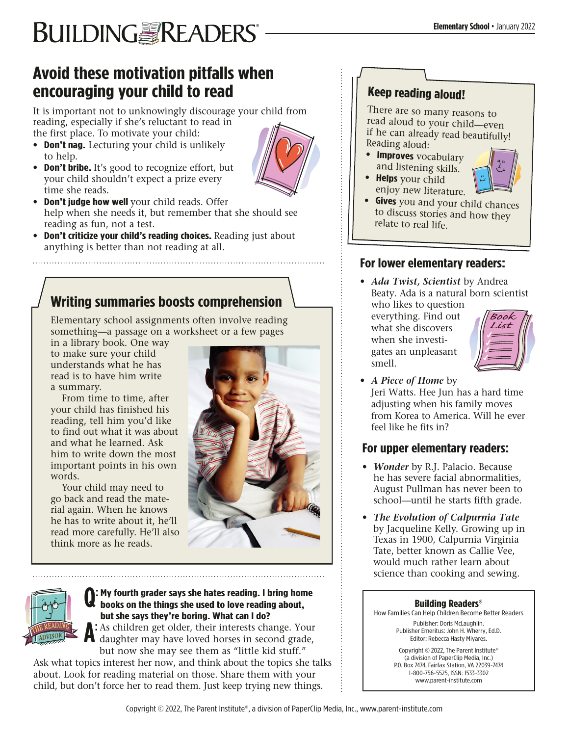# BUILDING READERS®

**Elementary School** • January 2022

## Avoid these motivation pitfalls when encouraging your child to read

It is important not to unknowingly discourage your child from reading, especially if she's reluctant to read in the first place. To motivate your child:

- **Don't nag.** Lecturing your child is unlikely to help.
- **Don't bribe.** It's good to recognize effort, but your child shouldn't expect a prize every time she reads.
- **Don't judge how well** your child reads. Offer help when she needs it, but remember that she should see reading as fun, not a test.
- **Don't criticize your child's reading choices.** Reading just about anything is better than not reading at all.

## Writing summaries boosts comprehension

Elementary school assignments often involve reading something—a passage on a worksheet or a few pages in a library book. One way to make sure your child understands what he has read is to have him write a summary.

From time to time, after your child has finished his reading, tell him you'd like to find out what it was about and what he learned. Ask him to write down the most important points in his own words.

Your child may need to go back and read the material again. When he knows he has to write about it, he'll read more carefully. He'll also think more as he reads.

## The Reading Advisor

**Q: My fourth grader says she hates reading. I bring home books on the things she used to love reading about, but she says they're boring. What can I do?**

**A:** As children get older, their interests change. Your daughter may have loved horses in second grade, but now she may see them as "little kid stuff." Ask what topics interest her now, and think about the topics she talks about. Look for reading material on those. Share them with your child, but don't force her to read them. Just keep trying new things.

## Keep reading aloud!

There are so many reasons to read aloud to your child—even if he can already read beautifully! Reading aloud:

- **Improves** vocabulary and listening skills.
- **Helps** your child enjoy new literature.
- **Gives** you and your child chances to discuss stories and how they relate to real life.

## Book List

### For lower elementary readers:

- ***Ada Twist, Scientist*** by Andrea Beaty. Ada is a natural born scientist who likes to question everything. Find out what she discovers when she investigates an unpleasant smell.
- ***A Piece of Home*** by Jeri Watts. Hee Jun has a hard time adjusting when his family moves from Korea to America. Will he ever feel like he fits in?

### For upper elementary readers:

- ***Wonder*** by R.J. Palacio. Because he has severe facial abnormalities, August Pullman has never been to school—until he starts fifth grade.
- ***The Evolution of Calpurnia Tate*** by Jacqueline Kelly. Growing up in Texas in 1900, Calpurnia Virginia Tate, better known as Callie Vee, would much rather learn about science than cooking and sewing.

**Building Readers®**
How Families Can Help Children Become Better Readers
Publisher: Doris McLaughlin.
Publisher Emeritus: John H. Wherry, Ed.D.
Editor: Rebecca Hasty Miyares.

Copyright © 2022, The Parent Institute®
(a division of PaperClip Media, Inc.)
P.O. Box 7474, Fairfax Station, VA 22039-7474
1-800-756-5525, ISSN: 1533-3302
www.parent-institute.com

Copyright © 2022, The Parent Institute®, a division of PaperClip Media, Inc., www.parent-institute.com